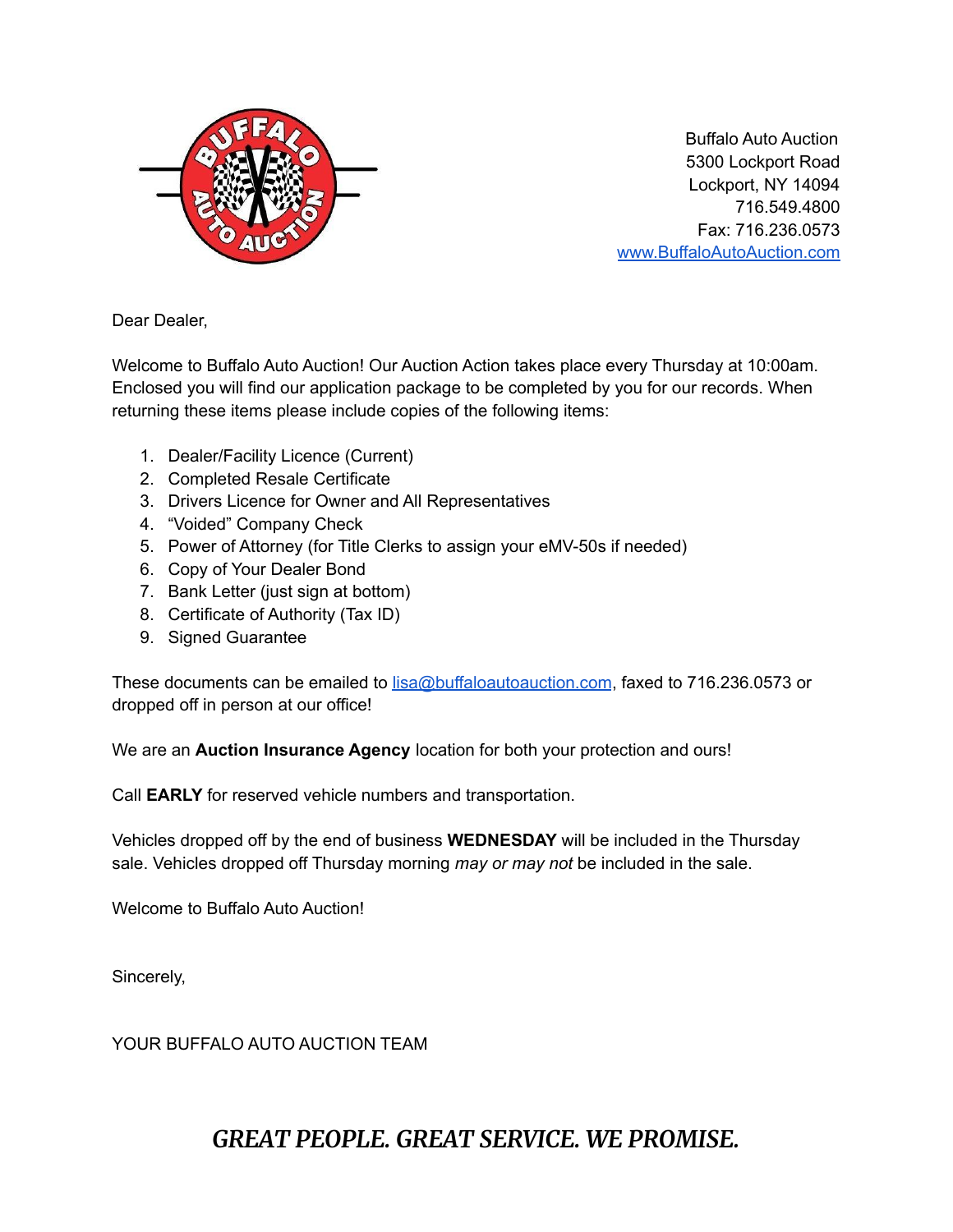Buffalo Auto Auction
5300 Lockport Road
Lockport, NY 14094
716.549.4800
Fax: 716.236.0573
[www.BuffaloAutoAuction.com](http://www.BuffaloAutoAuction.com)

Dear Dealer,

Welcome to Buffalo Auto Auction! Our Auction Action takes place every Thursday at 10:00am. Enclosed you will find our application package to be completed by you for our records. When returning these items please include copies of the following items:

1. Dealer/Facility Licence (Current)
2. Completed Resale Certificate
3. Drivers Licence for Owner and All Representatives
4. "Voided" Company Check
5. Power of Attorney (for Title Clerks to assign your eMV-50s if needed)
6. Copy of Your Dealer Bond
7. Bank Letter (just sign at bottom)
8. Certificate of Authority (Tax ID)
9. Signed Guarantee

These documents can be emailed to [lisa@buffaloautoauction.com](mailto:lisa@buffaloautoauction.com), faxed to 716.236.0573 or dropped off in person at our office!

We are an **Auction Insurance Agency** location for both your protection and ours!

Call **EARLY** for reserved vehicle numbers and transportation.

Vehicles dropped off by the end of business **WEDNESDAY** will be included in the Thursday sale. Vehicles dropped off Thursday morning *may or may not* be included in the sale.

Welcome to Buffalo Auto Auction!

Sincerely,

YOUR BUFFALO AUTO AUCTION TEAM

***GREAT PEOPLE. GREAT SERVICE. WE PROMISE.***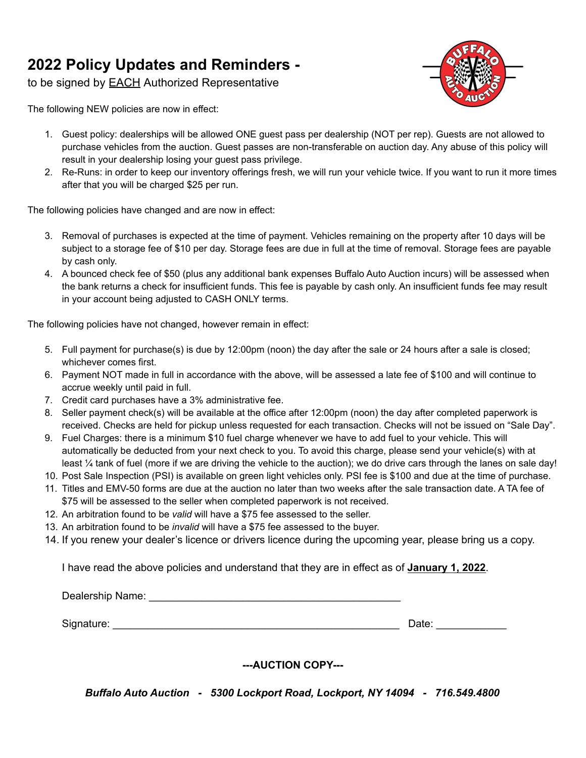# 2022 Policy Updates and Reminders -

to be signed by EACH Authorized Representative

The following NEW policies are now in effect:

1. Guest policy: dealerships will be allowed ONE guest pass per dealership (NOT per rep). Guests are not allowed to purchase vehicles from the auction. Guest passes are non-transferable on auction day. Any abuse of this policy will result in your dealership losing your guest pass privilege.
2. Re-Runs: in order to keep our inventory offerings fresh, we will run your vehicle twice. If you want to run it more times after that you will be charged $25 per run.

The following policies have changed and are now in effect:

3. Removal of purchases is expected at the time of payment. Vehicles remaining on the property after 10 days will be subject to a storage fee of $10 per day. Storage fees are due in full at the time of removal. Storage fees are payable by cash only.
4. A bounced check fee of $50 (plus any additional bank expenses Buffalo Auto Auction incurs) will be assessed when the bank returns a check for insufficient funds. This fee is payable by cash only. An insufficient funds fee may result in your account being adjusted to CASH ONLY terms.

The following policies have not changed, however remain in effect:

5. Full payment for purchase(s) is due by 12:00pm (noon) the day after the sale or 24 hours after a sale is closed; whichever comes first.
6. Payment NOT made in full in accordance with the above, will be assessed a late fee of $100 and will continue to accrue weekly until paid in full.
7. Credit card purchases have a 3% administrative fee.
8. Seller payment check(s) will be available at the office after 12:00pm (noon) the day after completed paperwork is received. Checks are held for pickup unless requested for each transaction. Checks will not be issued on "Sale Day".
9. Fuel Charges: there is a minimum $10 fuel charge whenever we have to add fuel to your vehicle. This will automatically be deducted from your next check to you. To avoid this charge, please send your vehicle(s) with at least ¼ tank of fuel (more if we are driving the vehicle to the auction); we do drive cars through the lanes on sale day!
10. Post Sale Inspection (PSI) is available on green light vehicles only. PSI fee is $100 and due at the time of purchase.
11. Titles and EMV-50 forms are due at the auction no later than two weeks after the sale transaction date. A TA fee of $75 will be assessed to the seller when completed paperwork is not received.
12. An arbitration found to be *valid* will have a $75 fee assessed to the seller.
13. An arbitration found to be *invalid* will have a $75 fee assessed to the buyer.
14. If you renew your dealer's licence or drivers licence during the upcoming year, please bring us a copy.

I have read the above policies and understand that they are in effect as of **January 1, 2022**.

Dealership Name: ____________________________________________

Signature: __________________________________________________ Date: ____________

**---AUCTION COPY---**

***Buffalo Auto Auction - 5300 Lockport Road, Lockport, NY 14094 - 716.549.4800***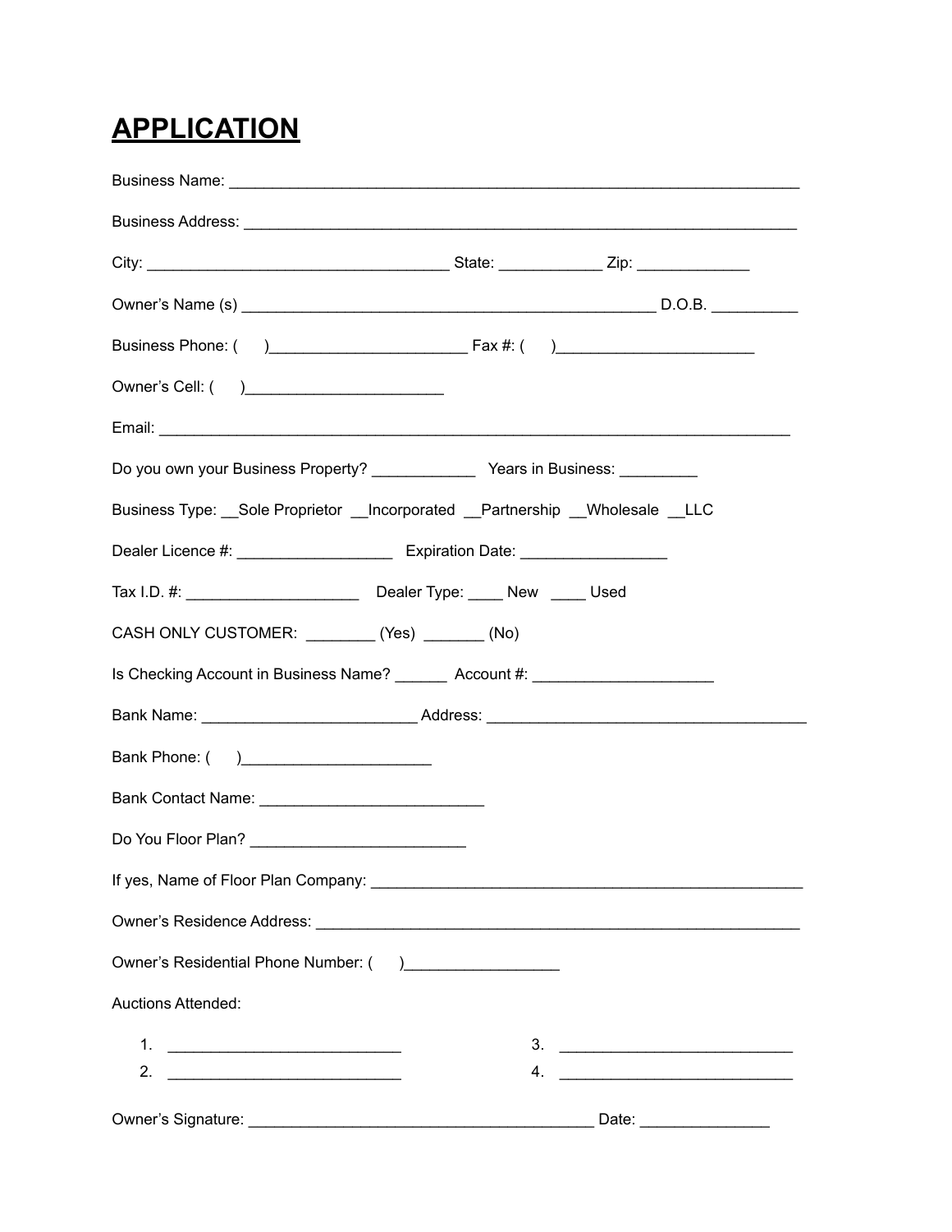# APPLICATION

Business Name: ______________________________________________________________

Business Address: ____________________________________________________________

City: _________________________________ State: ___________ Zip: ____________

Owner's Name (s) _____________________________________________ D.O.B. _________

Business Phone: (     )______________________ Fax #: (     )______________________

Owner's Cell: (     )______________________

Email: ______________________________________________________________________

Do you own your Business Property? ___________ Years in Business: ________

Business Type: __Sole Proprietor __Incorporated __Partnership __Wholesale __LLC

Dealer Licence #: _________________ Expiration Date: ________________

Tax I.D. #: ___________________ Dealer Type: ____ New ____ Used

CASH ONLY CUSTOMER: ________ (Yes) _______ (No)

Is Checking Account in Business Name? ______ Account #: ___________________

Bank Name: ________________________ Address: ___________________________________

Bank Phone: (     )_____________________

Bank Contact Name: ________________________

Do You Floor Plan? ________________________

If yes, Name of Floor Plan Company: ______________________________________________

Owner's Residence Address: ______________________________________________________

Owner's Residential Phone Number: (     )_________________

Auctions Attended:

1. __________________________
2. __________________________
3. __________________________
4. __________________________

Owner's Signature: ______________________________________ Date: ______________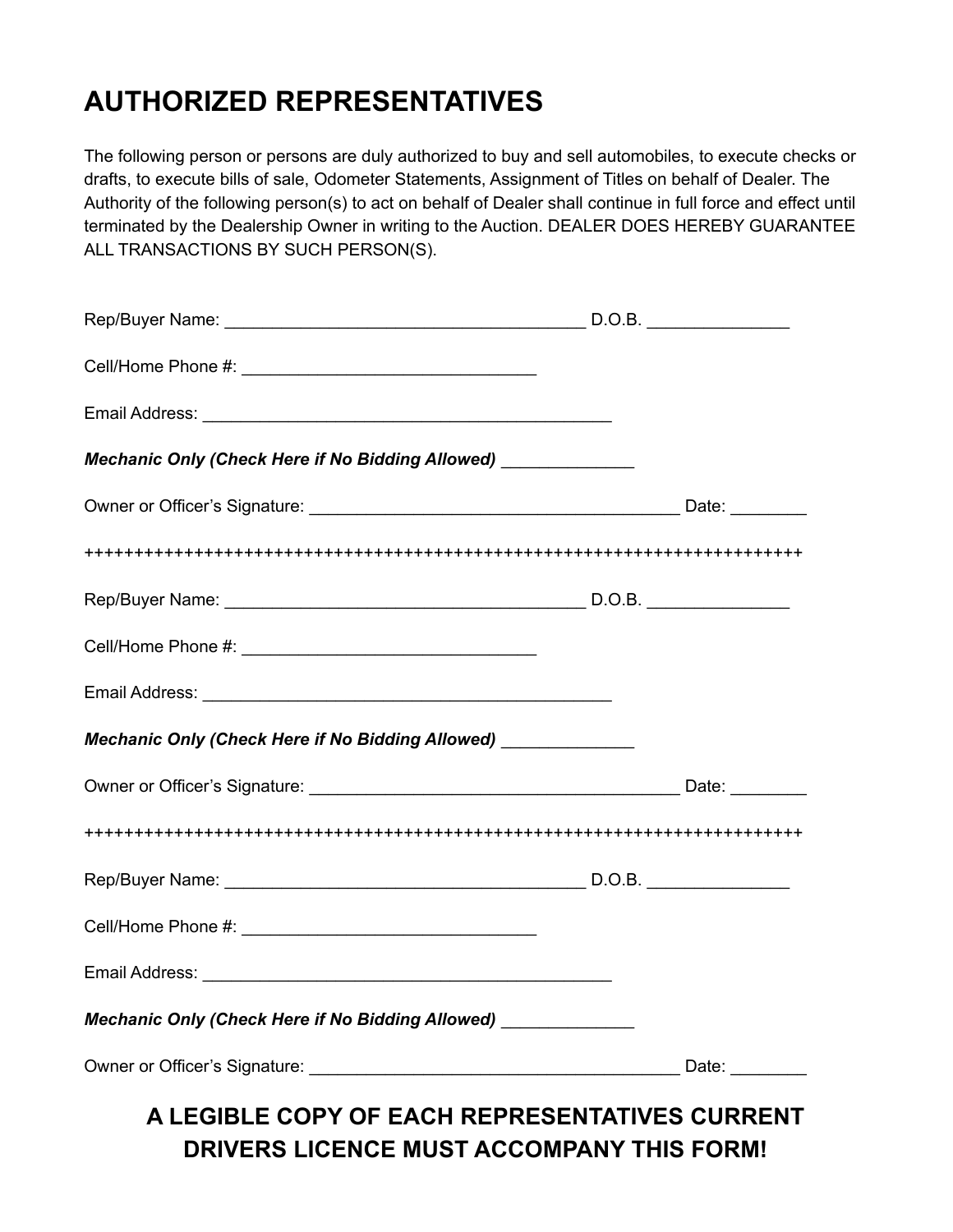# AUTHORIZED REPRESENTATIVES

The following person or persons are duly authorized to buy and sell automobiles, to execute checks or drafts, to execute bills of sale, Odometer Statements, Assignment of Titles on behalf of Dealer. The Authority of the following person(s) to act on behalf of Dealer shall continue in full force and effect until terminated by the Dealership Owner in writing to the Auction. DEALER DOES HEREBY GUARANTEE ALL TRANSACTIONS BY SUCH PERSON(S).

Rep/Buyer Name: ________________________________________ D.O.B. _______________

Cell/Home Phone #: ________________________________

Email Address: _____________________________________________

***Mechanic Only (Check Here if No Bidding Allowed)*** ______________

Owner or Officer's Signature: ________________________________________ Date: ________

++++++++++++++++++++++++++++++++++++++++++++++++++++++++++++++++++++++++++++

Rep/Buyer Name: ________________________________________ D.O.B. _______________

Cell/Home Phone #: ________________________________

Email Address: _____________________________________________

***Mechanic Only (Check Here if No Bidding Allowed)*** ______________

Owner or Officer's Signature: ________________________________________ Date: ________

++++++++++++++++++++++++++++++++++++++++++++++++++++++++++++++++++++++++++++

Rep/Buyer Name: ________________________________________ D.O.B. _______________

Cell/Home Phone #: ________________________________

Email Address: _____________________________________________

***Mechanic Only (Check Here if No Bidding Allowed)*** ______________

Owner or Officer's Signature: ________________________________________ Date: ________

**A LEGIBLE COPY OF EACH REPRESENTATIVES CURRENT DRIVERS LICENCE MUST ACCOMPANY THIS FORM!**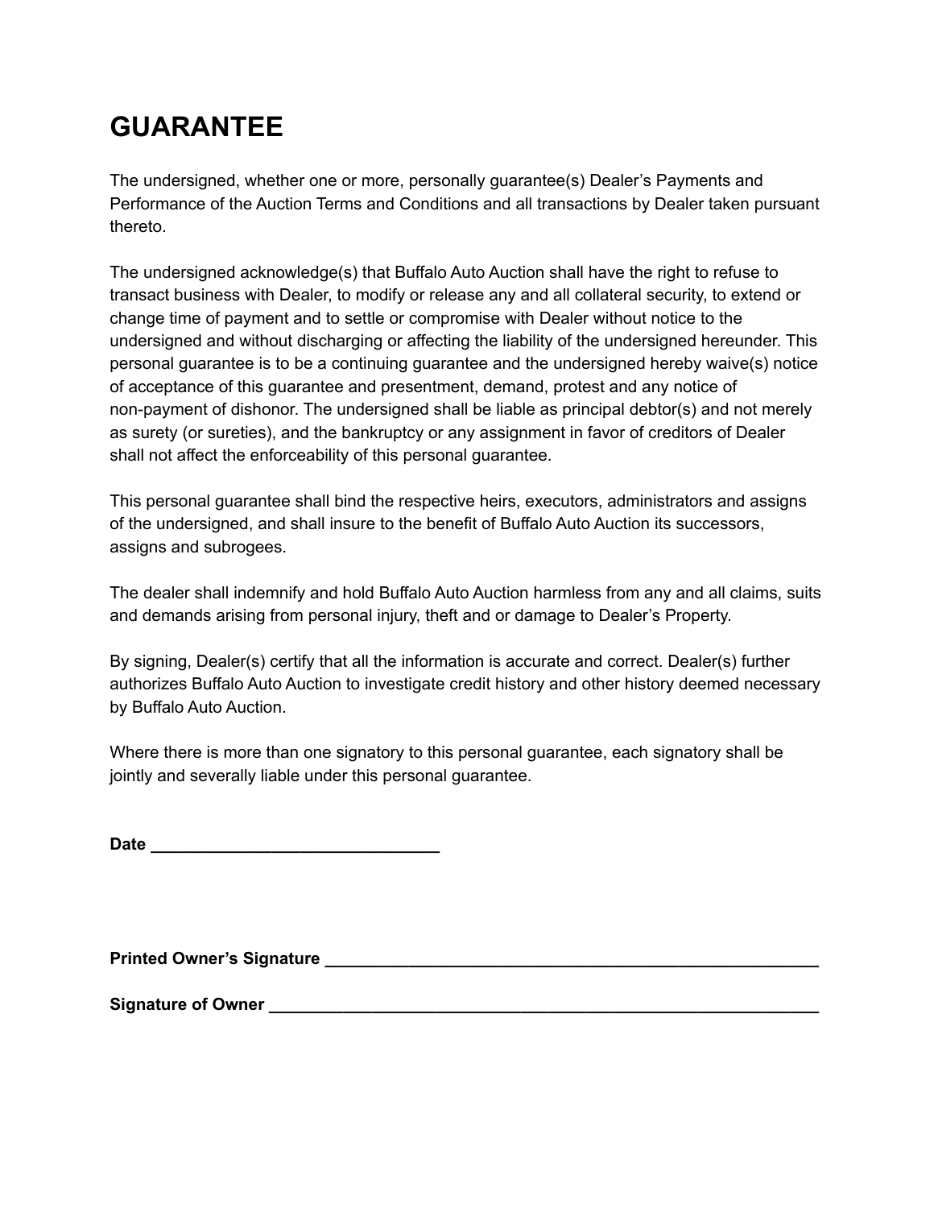# GUARANTEE

The undersigned, whether one or more, personally guarantee(s) Dealer's Payments and Performance of the Auction Terms and Conditions and all transactions by Dealer taken pursuant thereto.

The undersigned acknowledge(s) that Buffalo Auto Auction shall have the right to refuse to transact business with Dealer, to modify or release any and all collateral security, to extend or change time of payment and to settle or compromise with Dealer without notice to the undersigned and without discharging or affecting the liability of the undersigned hereunder. This personal guarantee is to be a continuing guarantee and the undersigned hereby waive(s) notice of acceptance of this guarantee and presentment, demand, protest and any notice of non-payment of dishonor. The undersigned shall be liable as principal debtor(s) and not merely as surety (or sureties), and the bankruptcy or any assignment in favor of creditors of Dealer shall not affect the enforceability of this personal guarantee.

This personal guarantee shall bind the respective heirs, executors, administrators and assigns of the undersigned, and shall insure to the benefit of Buffalo Auto Auction its successors, assigns and subrogees.

The dealer shall indemnify and hold Buffalo Auto Auction harmless from any and all claims, suits and demands arising from personal injury, theft and or damage to Dealer's Property.

By signing, Dealer(s) certify that all the information is accurate and correct. Dealer(s) further authorizes Buffalo Auto Auction to investigate credit history and other history deemed necessary by Buffalo Auto Auction.

Where there is more than one signatory to this personal guarantee, each signatory shall be jointly and severally liable under this personal guarantee.

**Date** ______________________________

**Printed Owner's Signature** ______________________________________________

**Signature of Owner** ____________________________________________________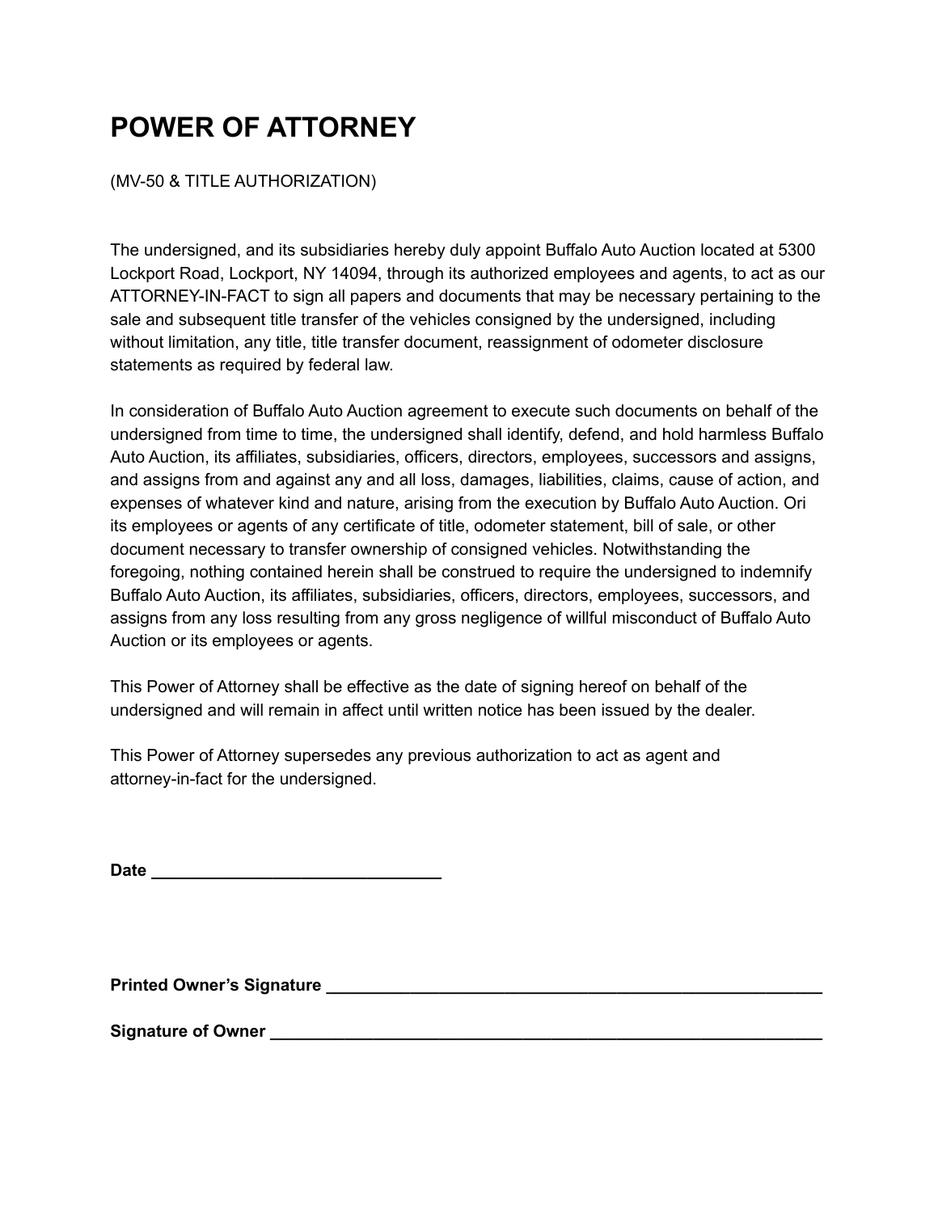# POWER OF ATTORNEY

(MV-50 & TITLE AUTHORIZATION)

The undersigned, and its subsidiaries hereby duly appoint Buffalo Auto Auction located at 5300 Lockport Road, Lockport, NY 14094, through its authorized employees and agents, to act as our ATTORNEY-IN-FACT to sign all papers and documents that may be necessary pertaining to the sale and subsequent title transfer of the vehicles consigned by the undersigned, including without limitation, any title, title transfer document, reassignment of odometer disclosure statements as required by federal law.

In consideration of Buffalo Auto Auction agreement to execute such documents on behalf of the undersigned from time to time, the undersigned shall identify, defend, and hold harmless Buffalo Auto Auction, its affiliates, subsidiaries, officers, directors, employees, successors and assigns, and assigns from and against any and all loss, damages, liabilities, claims, cause of action, and expenses of whatever kind and nature, arising from the execution by Buffalo Auto Auction. Ori its employees or agents of any certificate of title, odometer statement, bill of sale, or other document necessary to transfer ownership of consigned vehicles. Notwithstanding the foregoing, nothing contained herein shall be construed to require the undersigned to indemnify Buffalo Auto Auction, its affiliates, subsidiaries, officers, directors, employees, successors, and assigns from any loss resulting from any gross negligence of willful misconduct of Buffalo Auto Auction or its employees or agents.

This Power of Attorney shall be effective as the date of signing hereof on behalf of the undersigned and will remain in affect until written notice has been issued by the dealer.

This Power of Attorney supersedes any previous authorization to act as agent and attorney-in-fact for the undersigned.

**Date** ______________________________

**Printed Owner's Signature** ______________________________________________________

**Signature of Owner** ___________________________________________________________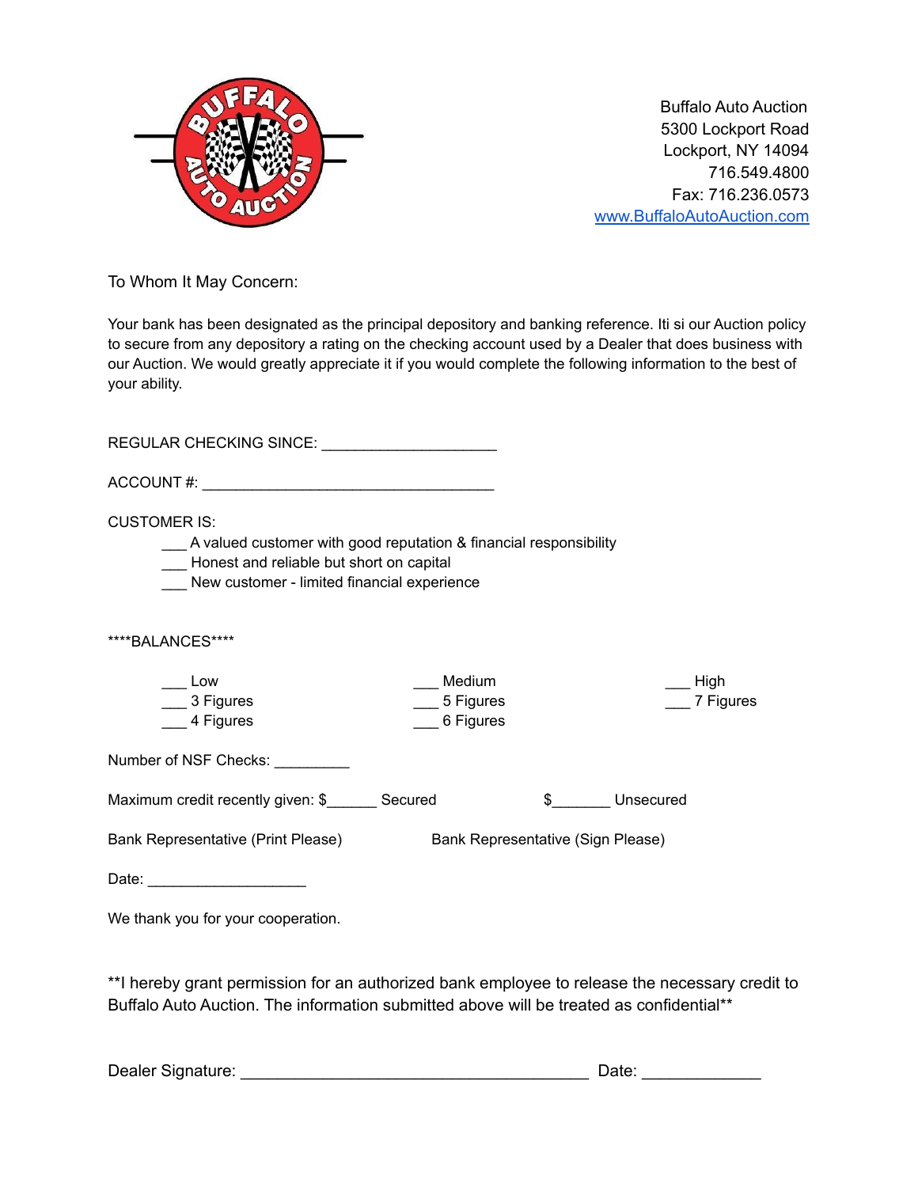Buffalo Auto Auction
5300 Lockport Road
Lockport, NY 14094
716.549.4800
Fax: 716.236.0573
[www.BuffaloAutoAuction.com](http://www.BuffaloAutoAuction.com)

To Whom It May Concern:

Your bank has been designated as the principal depository and banking reference. Iti si our Auction policy to secure from any depository a rating on the checking account used by a Dealer that does business with our Auction. We would greatly appreciate it if you would complete the following information to the best of your ability.

REGULAR CHECKING SINCE: ____________________

ACCOUNT #: _________________________________

CUSTOMER IS:

- ___ A valued customer with good reputation & financial responsibility
- ___ Honest and reliable but short on capital
- ___ New customer - limited financial experience

****BALANCES****

| | | |
|---|---|---|
| ___ Low | ___ Medium | ___ High |
| ___ 3 Figures | ___ 5 Figures | ___ 7 Figures |
| ___ 4 Figures | ___ 6 Figures | |

Number of NSF Checks: _________

Maximum credit recently given: $______ Secured        $_______ Unsecured

Bank Representative (Print Please)        Bank Representative (Sign Please)

Date: __________________

We thank you for your cooperation.

**I hereby grant permission for an authorized bank employee to release the necessary credit to Buffalo Auto Auction. The information submitted above will be treated as confidential**

Dealer Signature: ________________________________________ Date: _____________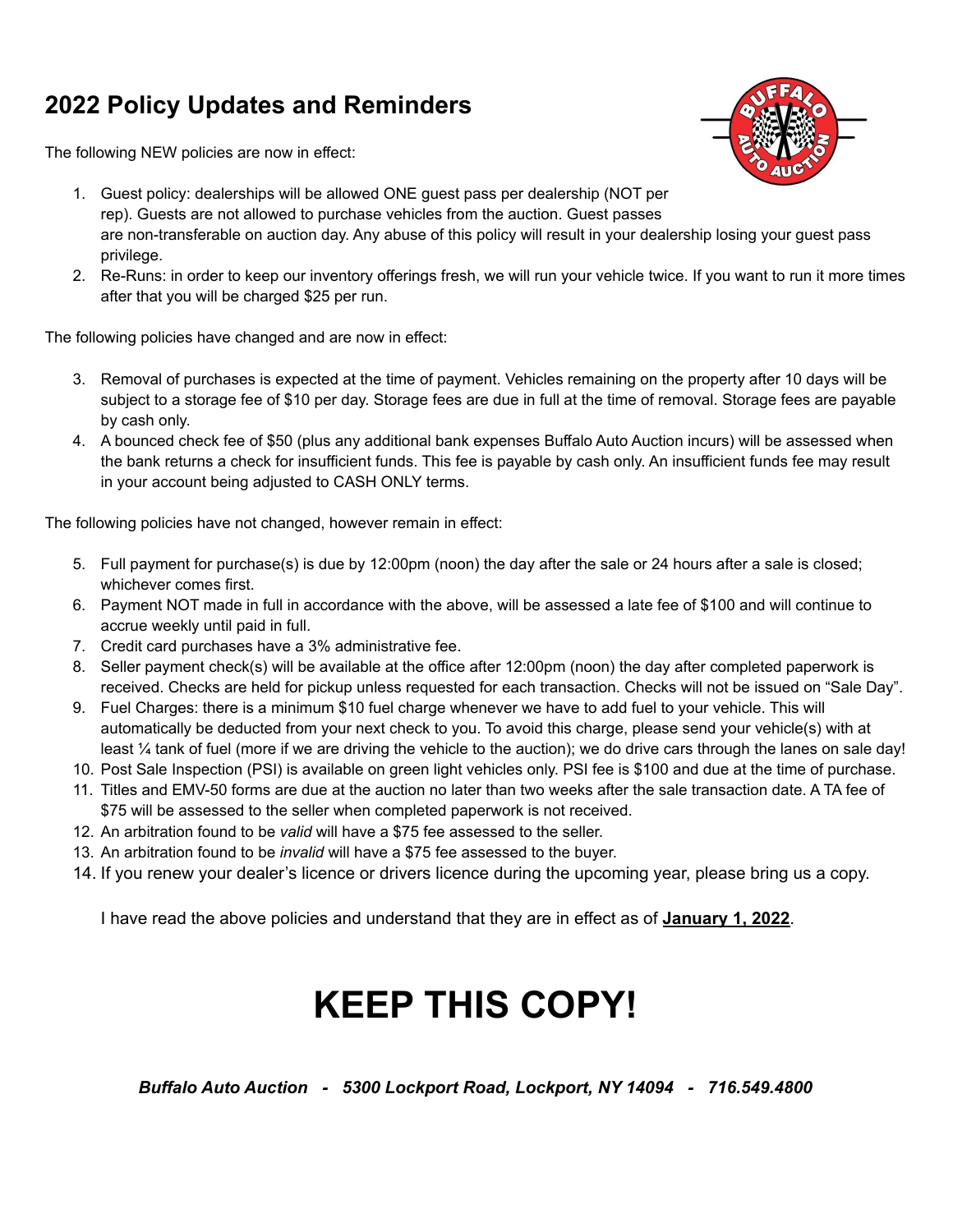## 2022 Policy Updates and Reminders

The following NEW policies are now in effect:

1. Guest policy: dealerships will be allowed ONE guest pass per dealership (NOT per rep). Guests are not allowed to purchase vehicles from the auction. Guest passes are non-transferable on auction day. Any abuse of this policy will result in your dealership losing your guest pass privilege.
2. Re-Runs: in order to keep our inventory offerings fresh, we will run your vehicle twice. If you want to run it more times after that you will be charged $25 per run.

The following policies have changed and are now in effect:

3. Removal of purchases is expected at the time of payment. Vehicles remaining on the property after 10 days will be subject to a storage fee of $10 per day. Storage fees are due in full at the time of removal. Storage fees are payable by cash only.
4. A bounced check fee of $50 (plus any additional bank expenses Buffalo Auto Auction incurs) will be assessed when the bank returns a check for insufficient funds. This fee is payable by cash only. An insufficient funds fee may result in your account being adjusted to CASH ONLY terms.

The following policies have not changed, however remain in effect:

5. Full payment for purchase(s) is due by 12:00pm (noon) the day after the sale or 24 hours after a sale is closed; whichever comes first.
6. Payment NOT made in full in accordance with the above, will be assessed a late fee of $100 and will continue to accrue weekly until paid in full.
7. Credit card purchases have a 3% administrative fee.
8. Seller payment check(s) will be available at the office after 12:00pm (noon) the day after completed paperwork is received. Checks are held for pickup unless requested for each transaction. Checks will not be issued on "Sale Day".
9. Fuel Charges: there is a minimum $10 fuel charge whenever we have to add fuel to your vehicle. This will automatically be deducted from your next check to you. To avoid this charge, please send your vehicle(s) with at least ¼ tank of fuel (more if we are driving the vehicle to the auction); we do drive cars through the lanes on sale day!
10. Post Sale Inspection (PSI) is available on green light vehicles only. PSI fee is $100 and due at the time of purchase.
11. Titles and EMV-50 forms are due at the auction no later than two weeks after the sale transaction date. A TA fee of $75 will be assessed to the seller when completed paperwork is not received.
12. An arbitration found to be *valid* will have a $75 fee assessed to the seller.
13. An arbitration found to be *invalid* will have a $75 fee assessed to the buyer.
14. If you renew your dealer's licence or drivers licence during the upcoming year, please bring us a copy.

I have read the above policies and understand that they are in effect as of **January 1, 2022**.

# KEEP THIS COPY!

***Buffalo Auto Auction - 5300 Lockport Road, Lockport, NY 14094 - 716.549.4800***